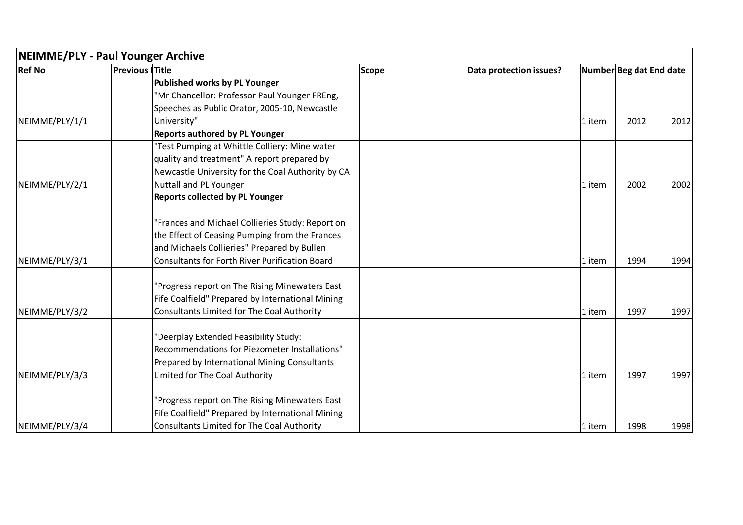## NEIMME/PLY - Paul Younger Archive

| Ref No | Previous I | Title | Scope | Data protection issues? | Number | Beg dat | End date |
|---|---|---|---|---|---|---|---|
| | | **Published works by PL Younger** | | | | | |
| NEIMME/PLY/1/1 | | "Mr Chancellor: Professor Paul Younger FREng, Speeches as Public Orator, 2005-10, Newcastle University" | | | 1 item | 2012 | 2012 |
| | | **Reports authored by PL Younger** | | | | | |
| NEIMME/PLY/2/1 | | "Test Pumping at Whittle Colliery: Mine water quality and treatment" A report prepared by Newcastle University for the Coal Authority by CA Nuttall and PL Younger | | | 1 item | 2002 | 2002 |
| | | **Reports collected by PL Younger** | | | | | |
| NEIMME/PLY/3/1 | | "Frances and Michael Collieries Study: Report on the Effect of Ceasing Pumping from the Frances and Michaels Collieries" Prepared by Bullen Consultants for Forth River Purification Board | | | 1 item | 1994 | 1994 |
| NEIMME/PLY/3/2 | | "Progress report on The Rising Minewaters East Fife Coalfield" Prepared by International Mining Consultants Limited for The Coal Authority | | | 1 item | 1997 | 1997 |
| NEIMME/PLY/3/3 | | "Deerplay Extended Feasibility Study: Recommendations for Piezometer Installations" Prepared by International Mining Consultants Limited for The Coal Authority | | | 1 item | 1997 | 1997 |
| NEIMME/PLY/3/4 | | "Progress report on The Rising Minewaters East Fife Coalfield" Prepared by International Mining Consultants Limited for The Coal Authority | | | 1 item | 1998 | 1998 |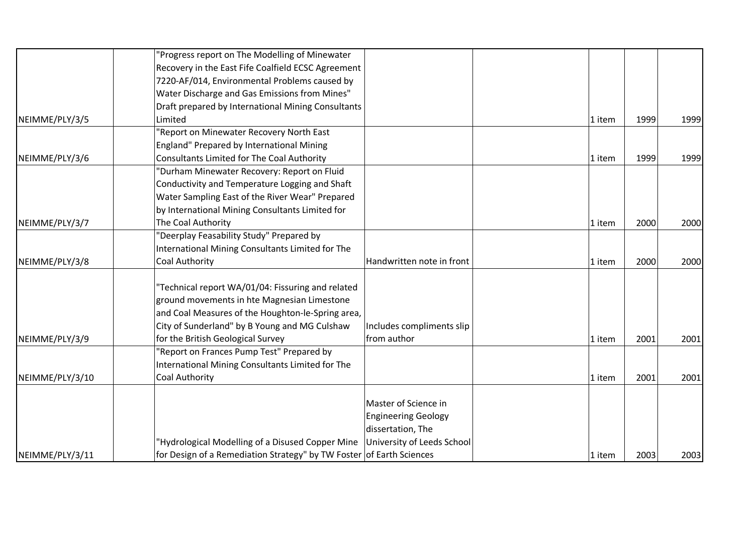| | | | | | | | |
|---|---|---|---|---|---|---|---|
| NEIMME/PLY/3/5 | | "Progress report on The Modelling of Minewater Recovery in the East Fife Coalfield ECSC Agreement 7220-AF/014, Environmental Problems caused by Water Discharge and Gas Emissions from Mines" Draft prepared by International Mining Consultants Limited | | | 1 item | 1999 | 1999 |
| NEIMME/PLY/3/6 | | "Report on Minewater Recovery North East England" Prepared by International Mining Consultants Limited for The Coal Authority | | | 1 item | 1999 | 1999 |
| NEIMME/PLY/3/7 | | "Durham Minewater Recovery: Report on Fluid Conductivity and Temperature Logging and Shaft Water Sampling East of the River Wear" Prepared by International Mining Consultants Limited for The Coal Authority | | | 1 item | 2000 | 2000 |
| NEIMME/PLY/3/8 | | "Deerplay Feasability Study" Prepared by International Mining Consultants Limited for The Coal Authority | Handwritten note in front | | 1 item | 2000 | 2000 |
| NEIMME/PLY/3/9 | | "Technical report WA/01/04: Fissuring and related ground movements in hte Magnesian Limestone and Coal Measures of the Houghton-le-Spring area, City of Sunderland" by B Young and MG Culshaw for the British Geological Survey | Includes compliments slip from author | | 1 item | 2001 | 2001 |
| NEIMME/PLY/3/10 | | "Report on Frances Pump Test" Prepared by International Mining Consultants Limited for The Coal Authority | | | 1 item | 2001 | 2001 |
| NEIMME/PLY/3/11 | | "Hydrological Modelling of a Disused Copper Mine for Design of a Remediation Strategy" by TW Foster | Master of Science in Engineering Geology dissertation, The University of Leeds School of Earth Sciences | | 1 item | 2003 | 2003 |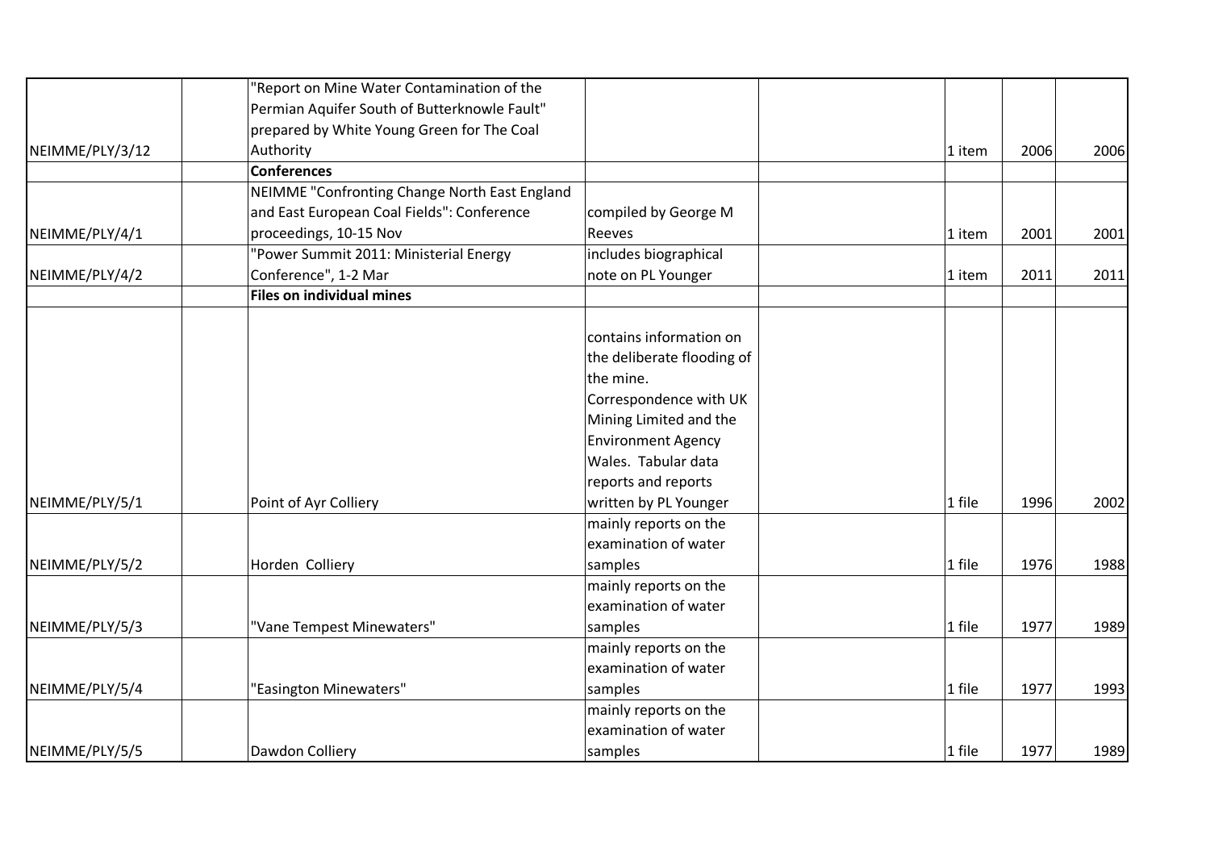| | | | | | | | |
|---|---|---|---|---|---|---|---|
| NEIMME/PLY/3/12 | | "Report on Mine Water Contamination of the Permian Aquifer South of Butterknowle Fault" prepared by White Young Green for The Coal Authority | | | 1 item | 2006 | 2006 |
| | | **Conferences** | | | | | |
| NEIMME/PLY/4/1 | | NEIMME "Confronting Change North East England and East European Coal Fields": Conference proceedings, 10-15 Nov | compiled by George M Reeves | | 1 item | 2001 | 2001 |
| NEIMME/PLY/4/2 | | "Power Summit 2011: Ministerial Energy Conference", 1-2 Mar | includes biographical note on PL Younger | | 1 item | 2011 | 2011 |
| | | **Files on individual mines** | | | | | |
| NEIMME/PLY/5/1 | | Point of Ayr Colliery | contains information on the deliberate flooding of the mine. Correspondence with UK Mining Limited and the Environment Agency Wales. Tabular data reports and reports written by PL Younger | | 1 file | 1996 | 2002 |
| NEIMME/PLY/5/2 | | Horden Colliery | mainly reports on the examination of water samples | | 1 file | 1976 | 1988 |
| NEIMME/PLY/5/3 | | "Vane Tempest Minewaters" | mainly reports on the examination of water samples | | 1 file | 1977 | 1989 |
| NEIMME/PLY/5/4 | | "Easington Minewaters" | mainly reports on the examination of water samples | | 1 file | 1977 | 1993 |
| NEIMME/PLY/5/5 | | Dawdon Colliery | mainly reports on the examination of water samples | | 1 file | 1977 | 1989 |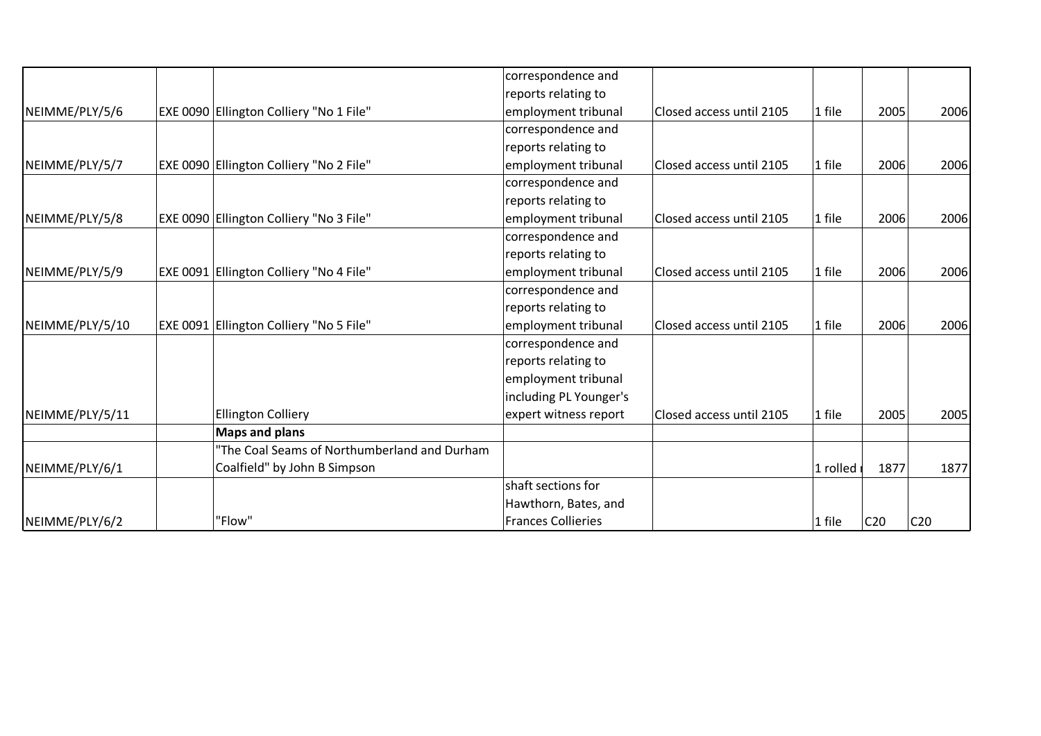| | | | | | | | |
|---|---|---|---|---|---|---|---|
| NEIMME/PLY/5/6 | EXE 0090 | Ellington Colliery "No 1 File" | correspondence and reports relating to employment tribunal | Closed access until 2105 | 1 file | 2005 | 2006 |
| NEIMME/PLY/5/7 | EXE 0090 | Ellington Colliery "No 2 File" | correspondence and reports relating to employment tribunal | Closed access until 2105 | 1 file | 2006 | 2006 |
| NEIMME/PLY/5/8 | EXE 0090 | Ellington Colliery "No 3 File" | correspondence and reports relating to employment tribunal | Closed access until 2105 | 1 file | 2006 | 2006 |
| NEIMME/PLY/5/9 | EXE 0091 | Ellington Colliery "No 4 File" | correspondence and reports relating to employment tribunal | Closed access until 2105 | 1 file | 2006 | 2006 |
| NEIMME/PLY/5/10 | EXE 0091 | Ellington Colliery "No 5 File" | correspondence and reports relating to employment tribunal | Closed access until 2105 | 1 file | 2006 | 2006 |
| NEIMME/PLY/5/11 | | Ellington Colliery | correspondence and reports relating to employment tribunal including PL Younger's expert witness report | Closed access until 2105 | 1 file | 2005 | 2005 |
| | | **Maps and plans** | | | | | |
| NEIMME/PLY/6/1 | | "The Coal Seams of Northumberland and Durham Coalfield" by John B Simpson | | | 1 rolled | 1877 | 1877 |
| NEIMME/PLY/6/2 | | "Flow" | shaft sections for Hawthorn, Bates, and Frances Collieries | | 1 file | C20 | C20 |